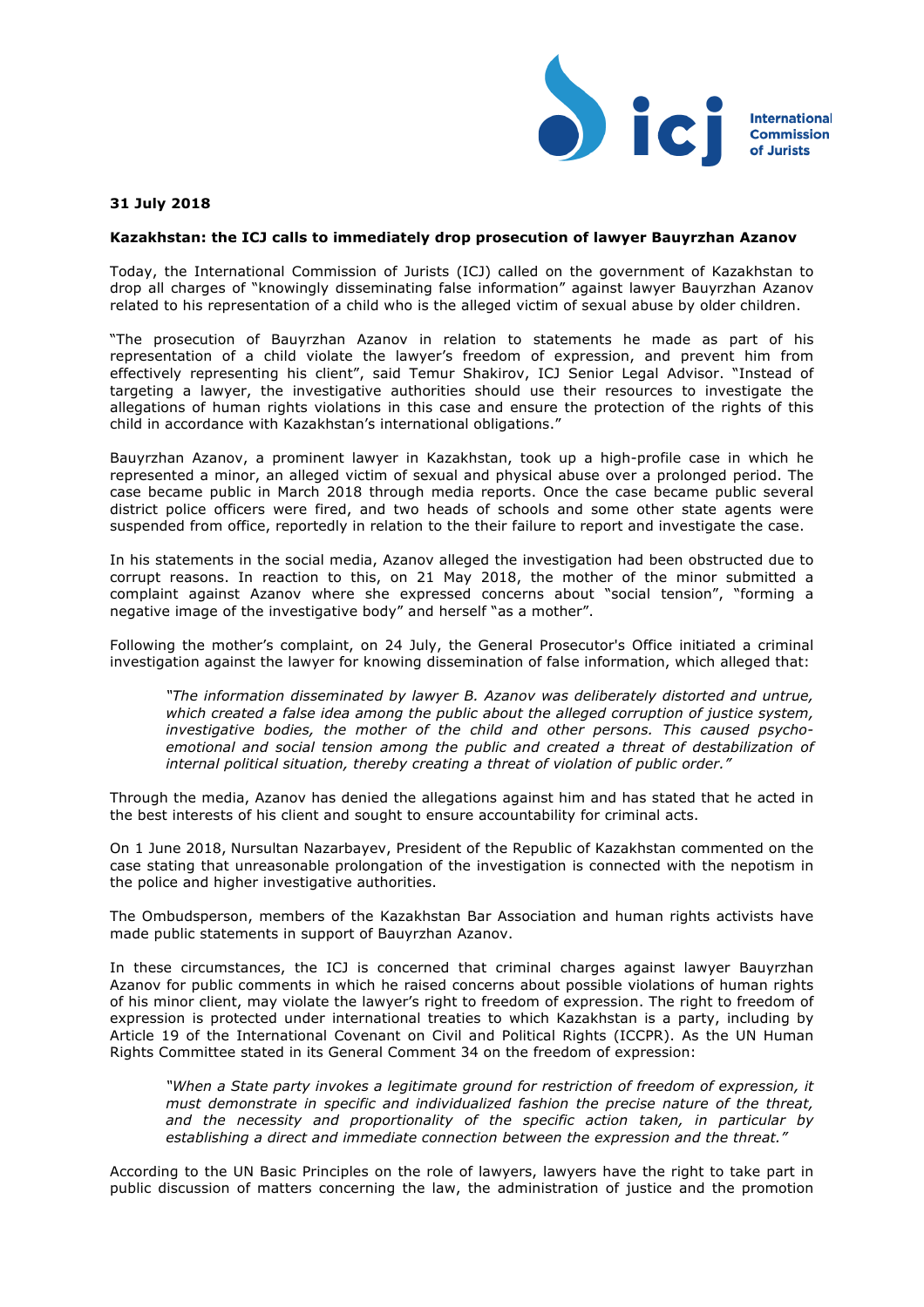**31 July 2018**

**Kazakhstan: the ICJ calls to immediately drop prosecution of lawyer Bauyrzhan Azanov**

Today, the International Commission of Jurists (ICJ) called on the government of Kazakhstan to drop all charges of "knowingly disseminating false information" against lawyer Bauyrzhan Azanov related to his representation of a child who is the alleged victim of sexual abuse by older children.

"The prosecution of Bauyrzhan Azanov in relation to statements he made as part of his representation of a child violate the lawyer's freedom of expression, and prevent him from effectively representing his client", said Temur Shakirov, ICJ Senior Legal Advisor. "Instead of targeting a lawyer, the investigative authorities should use their resources to investigate the allegations of human rights violations in this case and ensure the protection of the rights of this child in accordance with Kazakhstan's international obligations."

Bauyrzhan Azanov, a prominent lawyer in Kazakhstan, took up a high-profile case in which he represented a minor, an alleged victim of sexual and physical abuse over a prolonged period. The case became public in March 2018 through media reports. Once the case became public several district police officers were fired, and two heads of schools and some other state agents were suspended from office, reportedly in relation to the their failure to report and investigate the case.

In his statements in the social media, Azanov alleged the investigation had been obstructed due to corrupt reasons. In reaction to this, on 21 May 2018, the mother of the minor submitted a complaint against Azanov where she expressed concerns about "social tension", "forming a negative image of the investigative body" and herself "as a mother".

Following the mother's complaint, on 24 July, the General Prosecutor's Office initiated a criminal investigation against the lawyer for knowing dissemination of false information, which alleged that:

> *"The information disseminated by lawyer B. Azanov was deliberately distorted and untrue, which created a false idea among the public about the alleged corruption of justice system, investigative bodies, the mother of the child and other persons. This caused psycho-emotional and social tension among the public and created a threat of destabilization of internal political situation, thereby creating a threat of violation of public order."*

Through the media, Azanov has denied the allegations against him and has stated that he acted in the best interests of his client and sought to ensure accountability for criminal acts.

On 1 June 2018, Nursultan Nazarbayev, President of the Republic of Kazakhstan commented on the case stating that unreasonable prolongation of the investigation is connected with the nepotism in the police and higher investigative authorities.

The Ombudsperson, members of the Kazakhstan Bar Association and human rights activists have made public statements in support of Bauyrzhan Azanov.

In these circumstances, the ICJ is concerned that criminal charges against lawyer Bauyrzhan Azanov for public comments in which he raised concerns about possible violations of human rights of his minor client, may violate the lawyer's right to freedom of expression. The right to freedom of expression is protected under international treaties to which Kazakhstan is a party, including by Article 19 of the International Covenant on Civil and Political Rights (ICCPR). As the UN Human Rights Committee stated in its General Comment 34 on the freedom of expression:

> *"When a State party invokes a legitimate ground for restriction of freedom of expression, it must demonstrate in specific and individualized fashion the precise nature of the threat, and the necessity and proportionality of the specific action taken, in particular by establishing a direct and immediate connection between the expression and the threat."*

According to the UN Basic Principles on the role of lawyers, lawyers have the right to take part in public discussion of matters concerning the law, the administration of justice and the promotion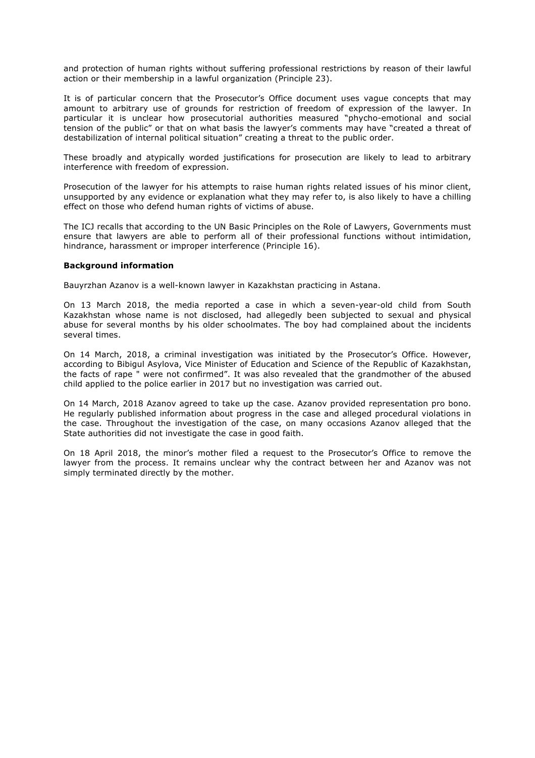and protection of human rights without suffering professional restrictions by reason of their lawful action or their membership in a lawful organization (Principle 23).

It is of particular concern that the Prosecutor's Office document uses vague concepts that may amount to arbitrary use of grounds for restriction of freedom of expression of the lawyer. In particular it is unclear how prosecutorial authorities measured "phycho-emotional and social tension of the public" or that on what basis the lawyer's comments may have "created a threat of destabilization of internal political situation" creating a threat to the public order.

These broadly and atypically worded justifications for prosecution are likely to lead to arbitrary interference with freedom of expression.

Prosecution of the lawyer for his attempts to raise human rights related issues of his minor client, unsupported by any evidence or explanation what they may refer to, is also likely to have a chilling effect on those who defend human rights of victims of abuse.

The ICJ recalls that according to the UN Basic Principles on the Role of Lawyers, Governments must ensure that lawyers are able to perform all of their professional functions without intimidation, hindrance, harassment or improper interference (Principle 16).

**Background information**

Bauyrzhan Azanov is a well-known lawyer in Kazakhstan practicing in Astana.

On 13 March 2018, the media reported a case in which a seven-year-old child from South Kazakhstan whose name is not disclosed, had allegedly been subjected to sexual and physical abuse for several months by his older schoolmates. The boy had complained about the incidents several times.

On 14 March, 2018, a criminal investigation was initiated by the Prosecutor's Office. However, according to Bibigul Asylova, Vice Minister of Education and Science of the Republic of Kazakhstan, the facts of rape " were not confirmed". It was also revealed that the grandmother of the abused child applied to the police earlier in 2017 but no investigation was carried out.

On 14 March, 2018 Azanov agreed to take up the case. Azanov provided representation pro bono. He regularly published information about progress in the case and alleged procedural violations in the case. Throughout the investigation of the case, on many occasions Azanov alleged that the State authorities did not investigate the case in good faith.

On 18 April 2018, the minor's mother filed a request to the Prosecutor's Office to remove the lawyer from the process. It remains unclear why the contract between her and Azanov was not simply terminated directly by the mother.